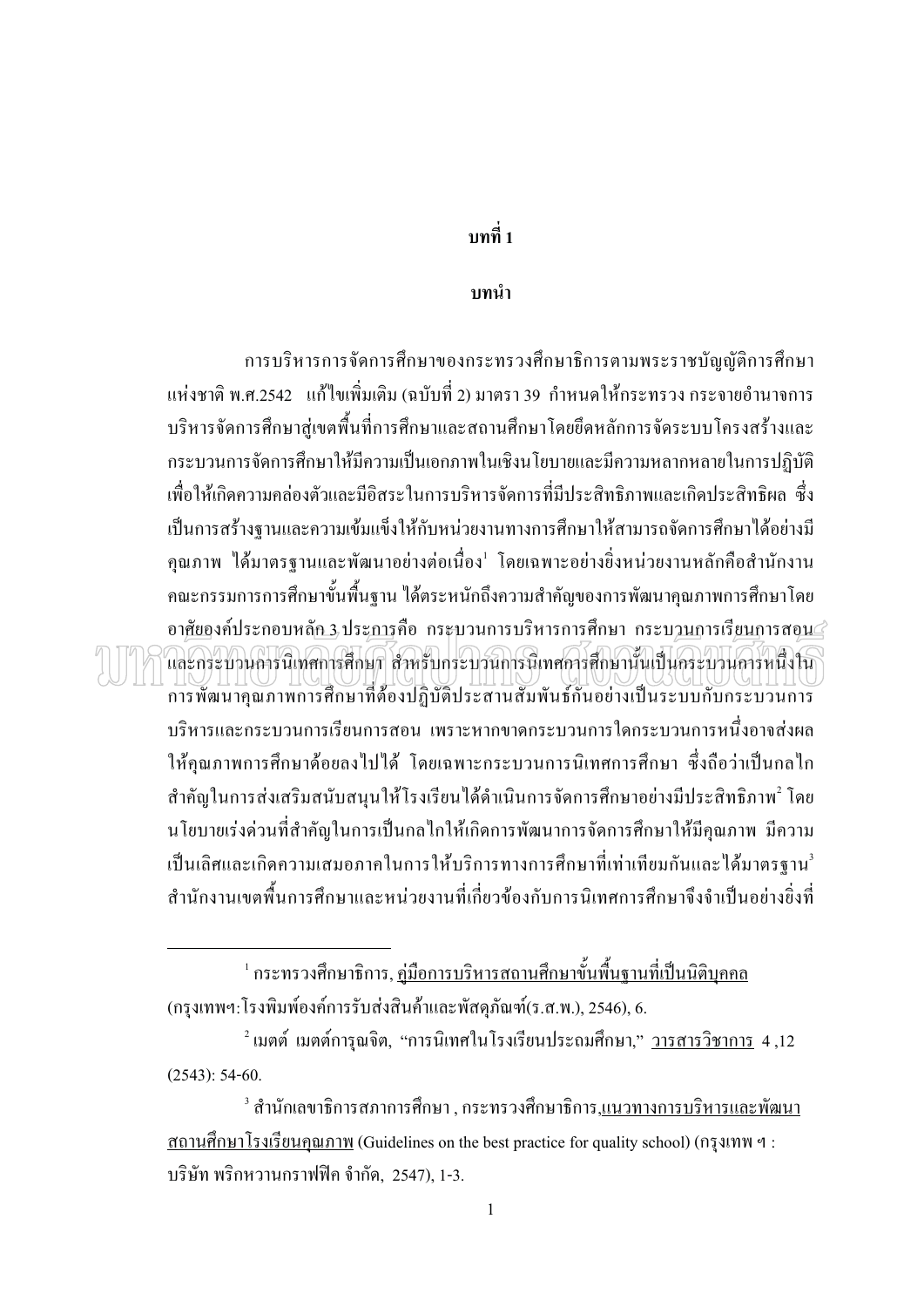# บทที่ 1

## บทนำ

การบริหารการจัดการศึกษาของกระทรวงศึกษาธิการตามพระราชบัญญัติการศึกษาแห่งชาติ พ.ศ.2542 แก้ไขเพิ่มเติม (ฉบับที่ 2) มาตรา 39 กำหนดให้กระทรวง กระจายอำนาจการบริหารจัดการศึกษาสู่เขตพื้นที่การศึกษาและสถานศึกษาโดยยึดหลักการจัดระบบโครงสร้างและกระบวนการจัดการศึกษาให้มีความเป็นเอกภาพในเชิงนโยบายและมีความหลากหลายในการปฏิบัติ เพื่อให้เกิดความคล่องตัวและมีอิสระในการบริหารจัดการที่มีประสิทธิภาพและเกิดประสิทธิผล ซึ่งเป็นการสร้างฐานและความเข้มแข็งให้กับหน่วยงานทางการศึกษาให้สามารถจัดการศึกษาได้อย่างมีคุณภาพ ได้มาตรฐานและพัฒนาอย่างต่อเนื่อง[1] โดยเฉพาะอย่างยิ่งหน่วยงานหลักคือสำนักงานคณะกรรมการการศึกษาขั้นพื้นฐาน ได้ตระหนักถึงความสำคัญของการพัฒนาคุณภาพการศึกษาโดยอาศัยองค์ประกอบหลัก 3 ประการคือ กระบวนการบริหารการศึกษา กระบวนการเรียนการสอนและกระบวนการนิเทศการศึกษา สำหรับกระบวนการนิเทศการศึกษานั้นเป็นกระบวนการหนึ่งในการพัฒนาคุณภาพการศึกษาที่ต้องปฏิบัติประสานสัมพันธ์กันอย่างเป็นระบบกับกระบวนการบริหารและกระบวนการเรียนการสอน เพราะหากขาดกระบวนการใดกระบวนการหนึ่งอาจส่งผลให้คุณภาพการศึกษาด้อยลงไปได้ โดยเฉพาะกระบวนการนิเทศการศึกษา ซึ่งถือว่าเป็นกลไกสำคัญในการส่งเสริมสนับสนุนให้โรงเรียนได้ดำเนินการจัดการศึกษาอย่างมีประสิทธิภาพ[2] โดยนโยบายเร่งด่วนที่สำคัญในการเป็นกลไกให้เกิดการพัฒนาการจัดการศึกษาให้มีคุณภาพ มีความเป็นเลิศและเกิดความเสมอภาคในการให้บริการทางการศึกษาที่เท่าเทียมกันและได้มาตรฐาน[3] สำนักงานเขตพื้นการศึกษาและหน่วยงานที่เกี่ยวข้องกับการนิเทศการศึกษาจึงจำเป็นอย่างยิ่งที่

---

[1] กระทรวงศึกษาธิการ, คู่มือการบริหารสถานศึกษาขั้นพื้นฐานที่เป็นนิติบุคคล (กรุงเทพฯ:โรงพิมพ์องค์การรับส่งสินค้าและพัสดุภัณฑ์(ร.ส.พ.), 2546), 6.

[2] เมตต์ เมตต์การุณจิต, "การนิเทศในโรงเรียนประถมศึกษา," วารสารวิชาการ 4 ,12 (2543): 54-60.

[3] สำนักเลขาธิการสภาการศึกษา , กระทรวงศึกษาธิการ,แนวทางการบริหารและพัฒนาสถานศึกษาโรงเรียนคุณภาพ (Guidelines on the best practice for quality school) (กรุงเทพ ฯ : บริษัท พริกหวานกราฟฟิค จำกัด, 2547), 1-3.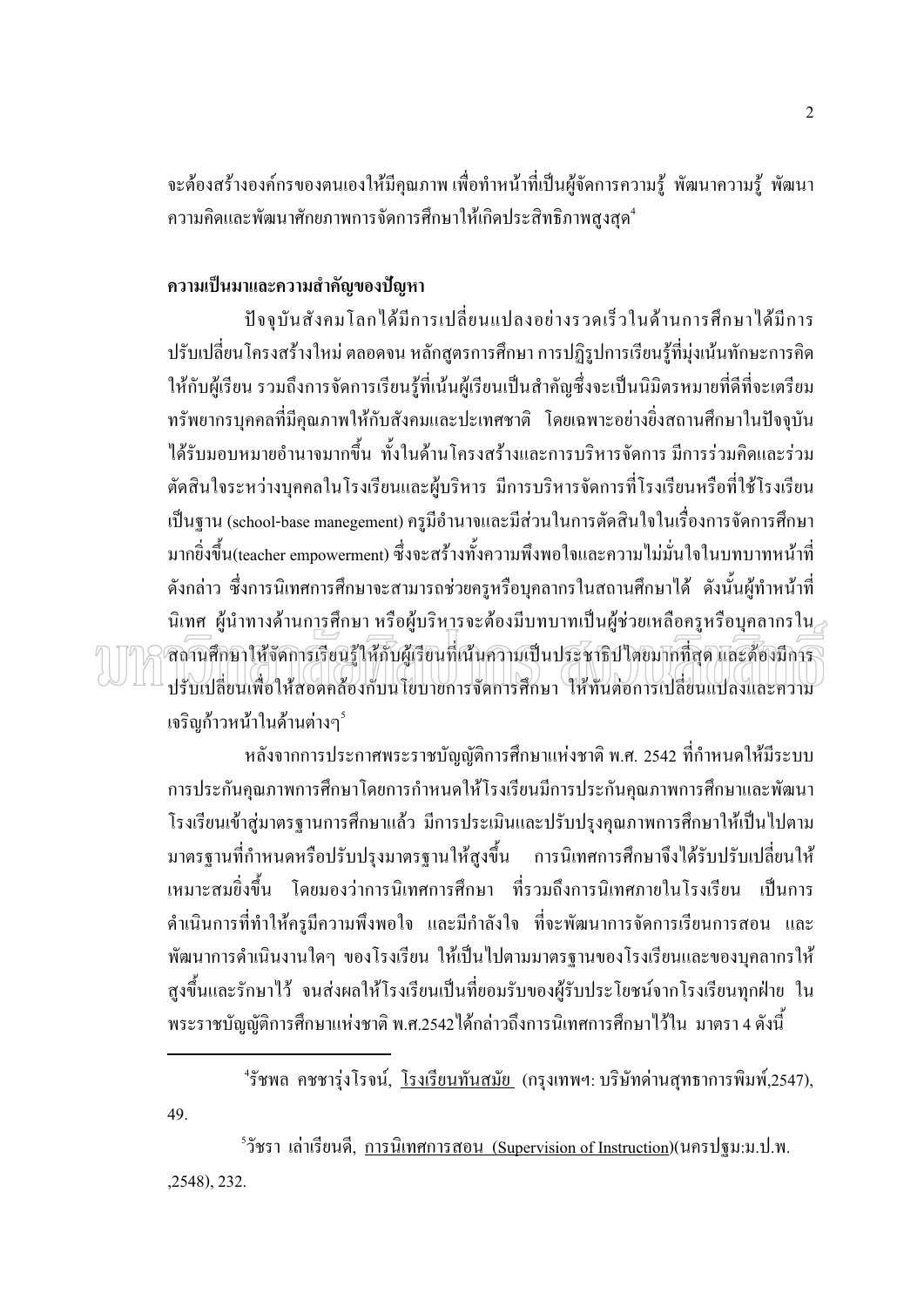จะต้องสร้างองค์กรของตนเองให้มีคุณภาพ เพื่อทำหน้าที่เป็นผู้จัดการความรู้ พัฒนาความรู้ พัฒนาความคิดและพัฒนาศักยภาพการจัดการศึกษาให้เกิดประสิทธิภาพสูงสุด[4]

**ความเป็นมาและความสำคัญของปัญหา**

ปัจจุบันสังคมโลกได้มีการเปลี่ยนแปลงอย่างรวดเร็วในด้านการศึกษาได้มีการปรับเปลี่ยนโครงสร้างใหม่ ตลอดจน หลักสูตรการศึกษา การปฏิรูปการเรียนรู้ที่มุ่งเน้นทักษะการคิดให้กับผู้เรียน รวมถึงการจัดการเรียนรู้ที่เน้นผู้เรียนเป็นสำคัญซึ่งจะเป็นนิมิตรหมายที่ดีที่จะเตรียมทรัพยากรบุคคลที่มีคุณภาพให้กับสังคมและปะเทศชาติ โดยเฉพาะอย่างยิ่งสถานศึกษาในปัจจุบันได้รับมอบหมายอำนาจมากขึ้น ทั้งในด้านโครงสร้างและการบริหารจัดการ มีการร่วมคิดและร่วมตัดสินใจระหว่างบุคคลในโรงเรียนและผู้บริหาร มีการบริหารจัดการที่โรงเรียนหรือที่ใช้โรงเรียนเป็นฐาน (school-base manegement) ครูมีอำนาจและมีส่วนในการตัดสินใจในเรื่องการจัดการศึกษามากยิ่งขึ้น(teacher empowerment) ซึ่งจะสร้างทั้งความพึงพอใจและความไม่มั่นใจในบทบาทหน้าที่ดังกล่าว ซึ่งการนิเทศการศึกษาจะสามารถช่วยครูหรือบุคลากรในสถานศึกษาได้ ดังนั้นผู้ทำหน้าที่นิเทศ ผู้นำทางด้านการศึกษา หรือผู้บริหารจะต้องมีบทบาทเป็นผู้ช่วยเหลือครูหรือบุคลากรในสถานศึกษาให้จัดการเรียนรู้ให้กับผู้เรียนที่เน้นความเป็นประชาธิปไตยมากที่สุด และต้องมีการปรับเปลี่ยนเพื่อให้สอดคล้องกับนโยบายการจัดการศึกษา ให้ทันต่อการเปลี่ยนแปลงและความเจริญก้าวหน้าในด้านต่างๆ[5]

หลังจากการประกาศพระราชบัญญัติการศึกษาแห่งชาติ พ.ศ. 2542 ที่กำหนดให้มีระบบการประกันคุณภาพการศึกษาโดยการกำหนดให้โรงเรียนมีการประกันคุณภาพการศึกษาและพัฒนาโรงเรียนเข้าสู่มาตรฐานการศึกษาแล้ว มีการประเมินและปรับปรุงคุณภาพการศึกษาให้เป็นไปตามมาตรฐานที่กำหนดหรือปรับปรุงมาตรฐานให้สูงขึ้น การนิเทศการศึกษาจึงได้รับปรับเปลี่ยนให้เหมาะสมยิ่งขึ้น โดยมองว่าการนิเทศการศึกษา ที่รวมถึงการนิเทศภายในโรงเรียน เป็นการดำเนินการที่ทำให้ครูมีความพึงพอใจ และมีกำลังใจ ที่จะพัฒนาการจัดการเรียนการสอน และพัฒนาการดำเนินงานใดๆ ของโรงเรียน ให้เป็นไปตามมาตรฐานของโรงเรียนและของบุคลากรให้สูงขึ้นและรักษาไว้ จนส่งผลให้โรงเรียนเป็นที่ยอมรับของผู้รับประโยชน์จากโรงเรียนทุกฝ่าย ในพระราชบัญญัติการศึกษาแห่งชาติ พ.ศ.2542ได้กล่าวถึงการนิเทศการศึกษาไว้ใน มาตรา 4 ดังนี้

---

[4]รัชพล คชชารุ่งโรจน์, <u>โรงเรียนทันสมัย</u> (กรุงเทพฯ: บริษัทด่านสุทธาการพิมพ์,2547), 49.

[5]วัชรา เล่าเรียนดี, <u>การนิเทศการสอน (Supervision of Instruction)</u>(นครปฐม:ม.ป.พ. ,2548), 232.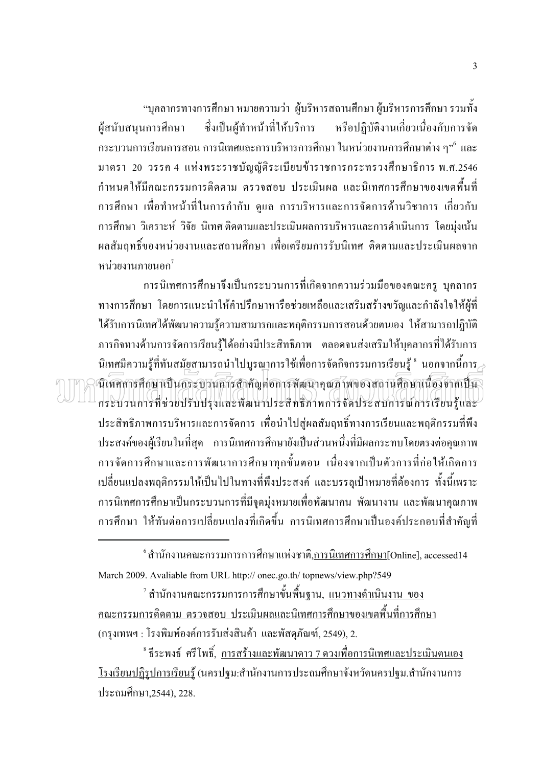"บุคลากรทางการศึกษา หมายความว่า ผู้บริหารสถานศึกษา ผู้บริหารการศึกษา รวมทั้ง ผู้สนับสนุนการศึกษา ซึ่งเป็นผู้ทำหน้าที่ให้บริการ หรือปฏิบัติงานเกี่ยวเนื่องกับการจัดกระบวนการเรียนการสอน การนิเทศและการบริหารการศึกษา ในหน่วยงานการศึกษาต่าง ๆ"[6] และมาตรา 20 วรรค 4 แห่งพระราชบัญญัติระเบียบข้าราชการกระทรวงศึกษาธิการ พ.ศ.2546 กำหนดให้มีคณะกรรมการติดตาม ตรวจสอบ ประเมินผล และนิเทศการศึกษาของเขตพื้นที่การศึกษา เพื่อทำหน้าที่ในการกำกับ ดูแล การบริหารและการจัดการด้านวิชาการ เกี่ยวกับการศึกษา วิเคราะห์ วิจัย นิเทศ ติดตามและประเมินผลการบริหารและการดำเนินการ โดยมุ่งเน้นผลสัมฤทธิ์ของหน่วยงานและสถานศึกษา เพื่อเตรียมการรับนิเทศ ติดตามและประเมินผลจากหน่วยงานภายนอก[7]

การนิเทศการศึกษาจึงเป็นกระบวนการที่เกิดจากความร่วมมือของคณะครู บุคลากรทางการศึกษา โดยการแนะนำให้คำปรึกษาหรือช่วยเหลือและเสริมสร้างขวัญและกำลังใจให้ผู้ที่ได้รับการนิเทศได้พัฒนาความรู้ความสามารถและพฤติกรรมการสอนด้วยตนเอง ให้สามารถปฏิบัติภารกิจทางด้านการจัดการเรียนรู้ได้อย่างมีประสิทธิภาพ ตลอดจนส่งเสริมให้บุคลากรที่ได้รับการนิเทศมีความรู้ที่ทันสมัยสามารถนำไปบูรณาการใช้เพื่อการจัดกิจกรรมการเรียนรู้[8] นอกจากนี้การนิเทศการศึกษาเป็นกระบวนการสำคัญต่อการพัฒนาคุณภาพของสถานศึกษาเนื่องจากเป็นกระบวนการที่ช่วยปรับปรุงและพัฒนาประสิทธิภาพการจัดประสบการณ์การเรียนรู้และประสิทธิภาพการบริหารและการจัดการ เพื่อนำไปสู่ผลสัมฤทธิ์ทางการเรียนและพฤติกรรมที่พึงประสงค์ของผู้เรียนในที่สุด การนิเทศการศึกษายังเป็นส่วนหนึ่งที่มีผลกระทบโดยตรงต่อคุณภาพการจัดการศึกษาและการพัฒนาการศึกษาทุกขั้นตอน เนื่องจากเป็นตัวการที่ก่อให้เกิดการเปลี่ยนแปลงพฤติกรรมให้เป็นไปในทางที่พึงประสงค์ และบรรลุเป้าหมายที่ต้องการ ทั้งนี้เพราะการนิเทศการศึกษาเป็นกระบวนการที่มีจุดมุ่งหมายเพื่อพัฒนาคน พัฒนางาน และพัฒนาคุณภาพการศึกษา ให้ทันต่อการเปลี่ยนแปลงที่เกิดขึ้น การนิเทศการศึกษาเป็นองค์ประกอบที่สำคัญที่

---

[6] สำนักงานคณะกรรมการการศึกษาแห่งชาติ,การนิเทศการศึกษา[Online], accessed14 March 2009. Avaliable from URL http:// onec.go.th/ topnews/view.php?549

[7] สำนักงานคณะกรรมการการศึกษาขั้นพื้นฐาน, แนวทางดำเนินงาน ของคณะกรรมการติดตาม ตรวจสอบ ประเมินผลและนิเทศการศึกษาของเขตพื้นที่การศึกษา (กรุงเทพฯ : โรงพิมพ์องค์การรับส่งสินค้า และพัสดุภัณฑ์, 2549), 2.

[8] ธีระพงธ์ ศรีโพธิ์, การสร้างและพัฒนาดาว 7 ดวงเพื่อการนิเทศและประเมินตนเอง โรงเรียนปฏิรูปการเรียนรู้ (นครปฐม:สำนักงานการประถมศึกษาจังหวัดนครปฐม.สำนักงานการประถมศึกษา,2544), 228.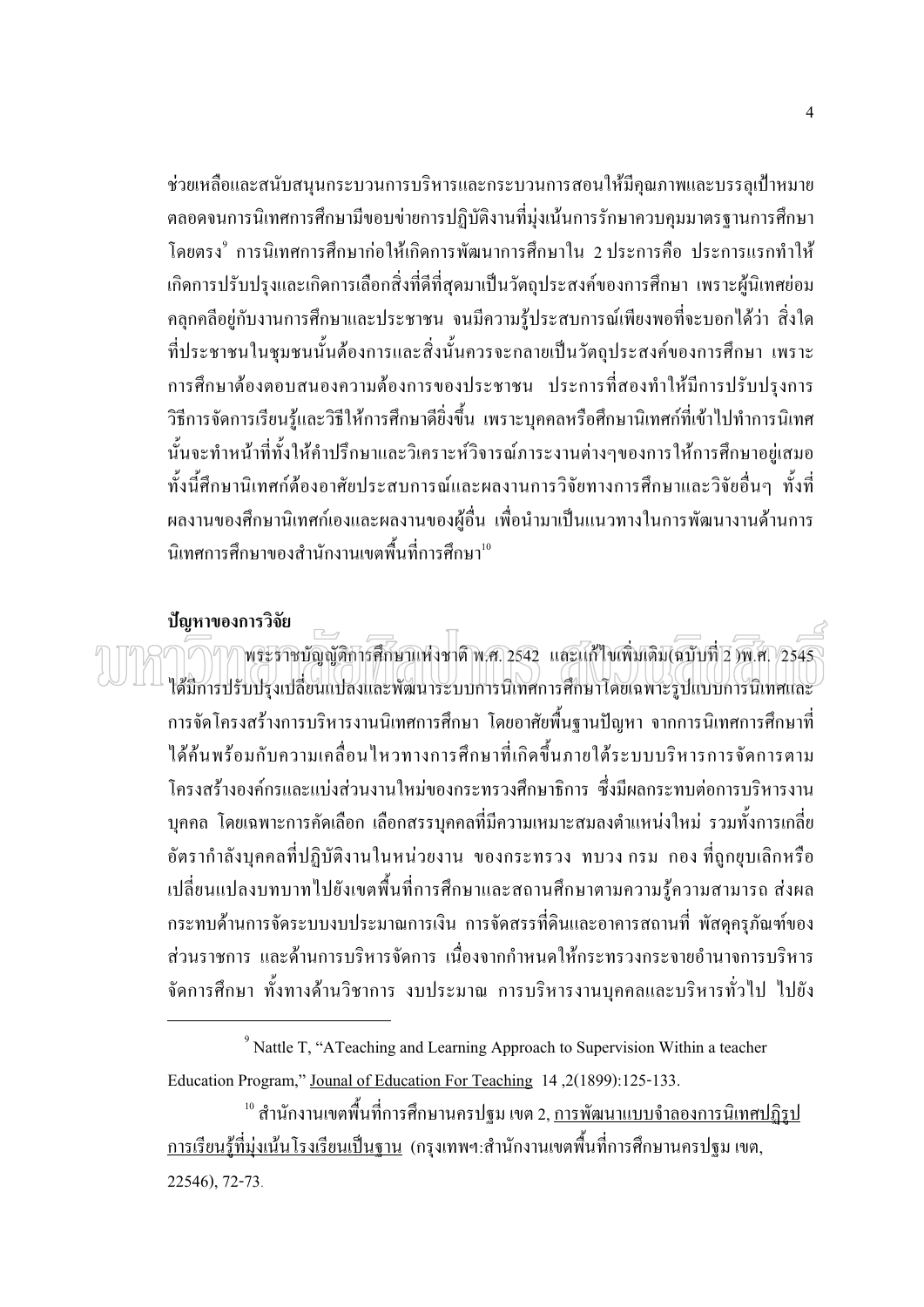ช่วยเหลือและสนับสนุนกระบวนการบริหารและกระบวนการสอนให้มีคุณภาพและบรรลุเป้าหมาย ตลอดจนการนิเทศการศึกษามีขอบข่ายการปฏิบัติงานที่มุ่งเน้นการรักษาควบคุมมาตรฐานการศึกษาโดยตรง[9] การนิเทศการศึกษาก่อให้เกิดการพัฒนาการศึกษาใน 2 ประการคือ ประการแรกทำให้เกิดการปรับปรุงและเกิดการเลือกสิ่งที่ดีที่สุดมาเป็นวัตถุประสงค์ของการศึกษา เพราะผู้นิเทศย่อมคลุกคลีอยู่กับงานการศึกษาและประชาชน จนมีความรู้ประสบการณ์เพียงพอที่จะบอกได้ว่า สิ่งใดที่ประชาชนในชุมชนนั้นต้องการและสิ่งนั้นควรจะกลายเป็นวัตถุประสงค์ของการศึกษา เพราะการศึกษาต้องตอบสนองความต้องการของประชาชน ประการที่สองทำให้มีการปรับปรุงการวิธีการจัดการเรียนรู้และวิธีให้การศึกษาดียิ่งขึ้น เพราะบุคคลหรือศึกษานิเทศก์ที่เข้าไปทำการนิเทศนั้นจะทำหน้าที่ทั้งให้คำปรึกษาและวิเคราะห์วิจารณ์ภาระงานต่างๆของการให้การศึกษาอยู่เสมอ ทั้งนี้ศึกษานิเทศก์ต้องอาศัยประสบการณ์และผลงานการวิจัยทางการศึกษาและวิจัยอื่นๆ ทั้งที่ผลงานของศึกษานิเทศก์เองและผลงานของผู้อื่น เพื่อนำมาเป็นแนวทางในการพัฒนางานด้านการนิเทศการศึกษาของสำนักงานเขตพื้นที่การศึกษา[10]

**ปัญหาของการวิจัย**

พระราชบัญญัติการศึกษาแห่งชาติ พ.ศ. 2542 และแก้ไขเพิ่มเติม(ฉบับที่ 2 )พ.ศ. 2545 ได้มีการปรับปรุงเปลี่ยนแปลงและพัฒนาระบบการนิเทศการศึกษาโดยเฉพาะรูปแบบการนิเทศและการจัดโครงสร้างการบริหารงานนิเทศการศึกษา โดยอาศัยพื้นฐานปัญหา จากการนิเทศการศึกษาที่ได้ค้นพร้อมกับความเคลื่อนไหวทางการศึกษาที่เกิดขึ้นภายใต้ระบบบริหารการจัดการตามโครงสร้างองค์กรและแบ่งส่วนงานใหม่ของกระทรวงศึกษาธิการ ซึ่งมีผลกระทบต่อการบริหารงานบุคคล โดยเฉพาะการคัดเลือก เลือกสรรบุคคลที่มีความเหมาะสมลงตำแหน่งใหม่ รวมทั้งการเกลี่ยอัตรากำลังบุคคลที่ปฏิบัติงานในหน่วยงาน ของกระทรวง ทบวง กรม กอง ที่ถูกยุบเลิกหรือเปลี่ยนแปลงบทบาทไปยังเขตพื้นที่การศึกษาและสถานศึกษาตามความรู้ความสามารถ ส่งผลกระทบด้านการจัดระบบงบประมาณการเงิน การจัดสรรที่ดินและอาคารสถานที่ พัสดุครุภัณฑ์ของส่วนราชการ และด้านการบริหารจัดการ เนื่องจากกำหนดให้กระทรวงกระจายอำนาจการบริหารจัดการศึกษา ทั้งทางด้านวิชาการ งบประมาณ การบริหารงานบุคคลและบริหารทั่วไป ไปยัง

---

[9] Nattle T, "ATeaching and Learning Approach to Supervision Within a teacher Education Program," Jounal of Education For Teaching 14 ,2(1899):125-133.

[10] สำนักงานเขตพื้นที่การศึกษานครปฐม เขต 2, การพัฒนาแบบจำลองการนิเทศปฏิรูปการเรียนรู้ที่มุ่งเน้นโรงเรียนเป็นฐาน (กรุงเทพฯ:สำนักงานเขตพื้นที่การศึกษานครปฐม เขต, 22546), 72-73.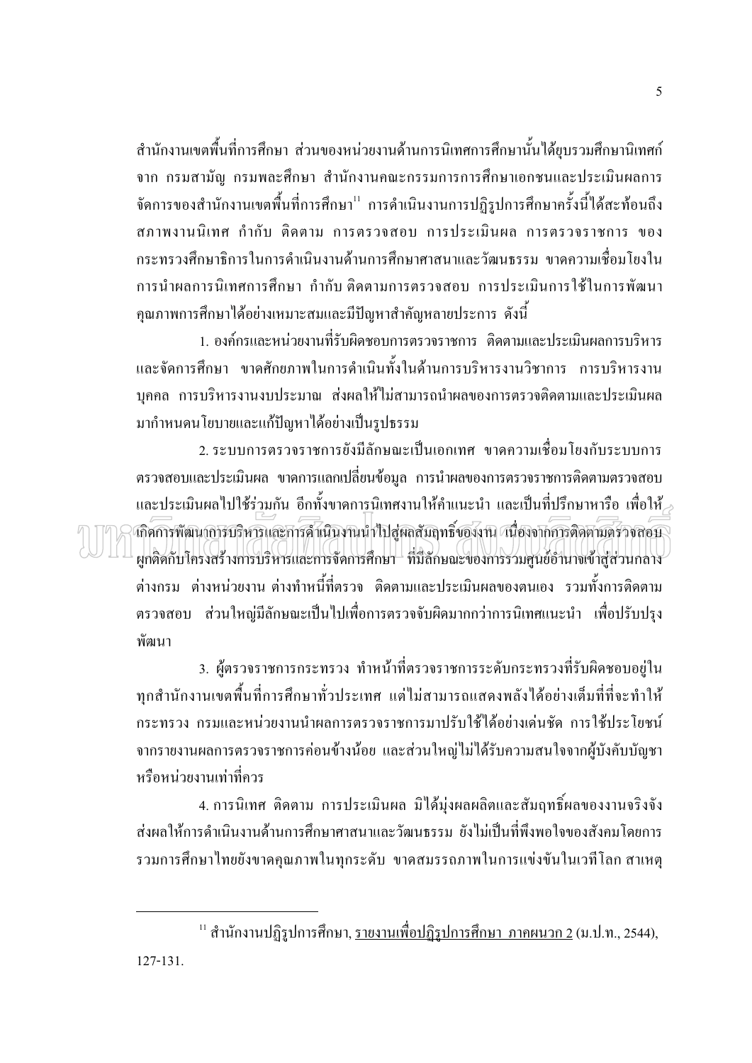สำนักงานเขตพื้นที่การศึกษา ส่วนของหน่วยงานด้านการนิเทศการศึกษานั้นได้ยุบรวมศึกษานิเทศก์ จาก กรมสามัญ กรมพลศึกษา สำนักงานคณะกรรมการการศึกษาเอกชนและประเมินผลการจัดการของสำนักงานเขตพื้นที่การศึกษา[11] การดำเนินงานการปฏิรูปการศึกษาครั้งนี้ได้สะท้อนถึงสภาพงานนิเทศ กำกับ ติดตาม การตรวจสอบ การประเมินผล การตรวจราชการ ของกระทรวงศึกษาธิการในการดำเนินงานด้านการศึกษาศาสนาและวัฒนธรรม ขาดความเชื่อมโยงในการนำผลการนิเทศการศึกษา กำกับ ติดตามการตรวจสอบ การประเมินการใช้ในการพัฒนาคุณภาพการศึกษาได้อย่างเหมาะสมและมีปัญหาสำคัญหลายประการ ดังนี้

1. องค์กรและหน่วยงานที่รับผิดชอบการตรวจราชการ ติดตามและประเมินผลการบริหารและจัดการศึกษา ขาดศักยภาพในการดำเนินทั้งในด้านการบริหารงานวิชาการ การบริหารงานบุคคล การบริหารงานงบประมาณ ส่งผลให้ไม่สามารถนำผลของการตรวจติดตามและประเมินผลมากำหนดนโยบายและแก้ปัญหาได้อย่างเป็นรูปธรรม

2. ระบบการตรวจราชการยังมีลักษณะเป็นเอกเทศ ขาดความเชื่อมโยงกับระบบการตรวจสอบและประเมินผล ขาดการแลกเปลี่ยนข้อมูล การนำผลของการตรวจราชการติดตามตรวจสอบและประเมินผลไปใช้ร่วมกัน อีกทั้งขาดการนิเทศงานให้คำแนะนำ และเป็นที่ปรึกษาหารือ เพื่อให้เกิดการพัฒนาการบริหารและการดำเนินงานนำไปสู่ผลสัมฤทธิ์ของงาน เนื่องจากการติดตามตรวจสอบผูกติดกับโครงสร้างการบริหารและการจัดการศึกษา ที่มีลักษณะของการรวมศูนย์อำนาจเข้าสู่ส่วนกลาง ต่างกรม ต่างหน่วยงาน ต่างทำหน้าที่ตรวจ ติดตามและประเมินผลของตนเอง รวมทั้งการติดตามตรวจสอบ ส่วนใหญ่มีลักษณะเป็นไปเพื่อการตรวจจับผิดมากกว่าการนิเทศแนะนำ เพื่อปรับปรุงพัฒนา

3. ผู้ตรวจราชการกระทรวง ทำหน้าที่ตรวจราชการระดับกระทรวงที่รับผิดชอบอยู่ในทุกสำนักงานเขตพื้นที่การศึกษาทั่วประเทศ แต่ไม่สามารถแสดงพลังได้อย่างเต็มที่ที่จะทำให้กระทรวง กรมและหน่วยงานนำผลการตรวจราชการมาปรับใช้ได้อย่างเด่นชัด การใช้ประโยชน์จากรายงานผลการตรวจราชการค่อนข้างน้อย และส่วนใหญ่ไม่ได้รับความสนใจจากผู้บังคับบัญชาหรือหน่วยงานเท่าที่ควร

4. การนิเทศ ติดตาม การประเมินผล มิได้มุ่งผลผลิตและสัมฤทธิ์ผลของงานจริงจัง ส่งผลให้การดำเนินงานด้านการศึกษาศาสนาและวัฒนธรรม ยังไม่เป็นที่พึงพอใจของสังคมโดยการรวมการศึกษาไทยยังขาดคุณภาพในทุกระดับ ขาดสมรรถภาพในการแข่งขันในเวทีโลก สาเหตุ

---

[11] สำนักงานปฏิรูปการศึกษา, <u>รายงานเพื่อปฏิรูปการศึกษา ภาคผนวก 2</u> (ม.ป.ท., 2544), 127-131.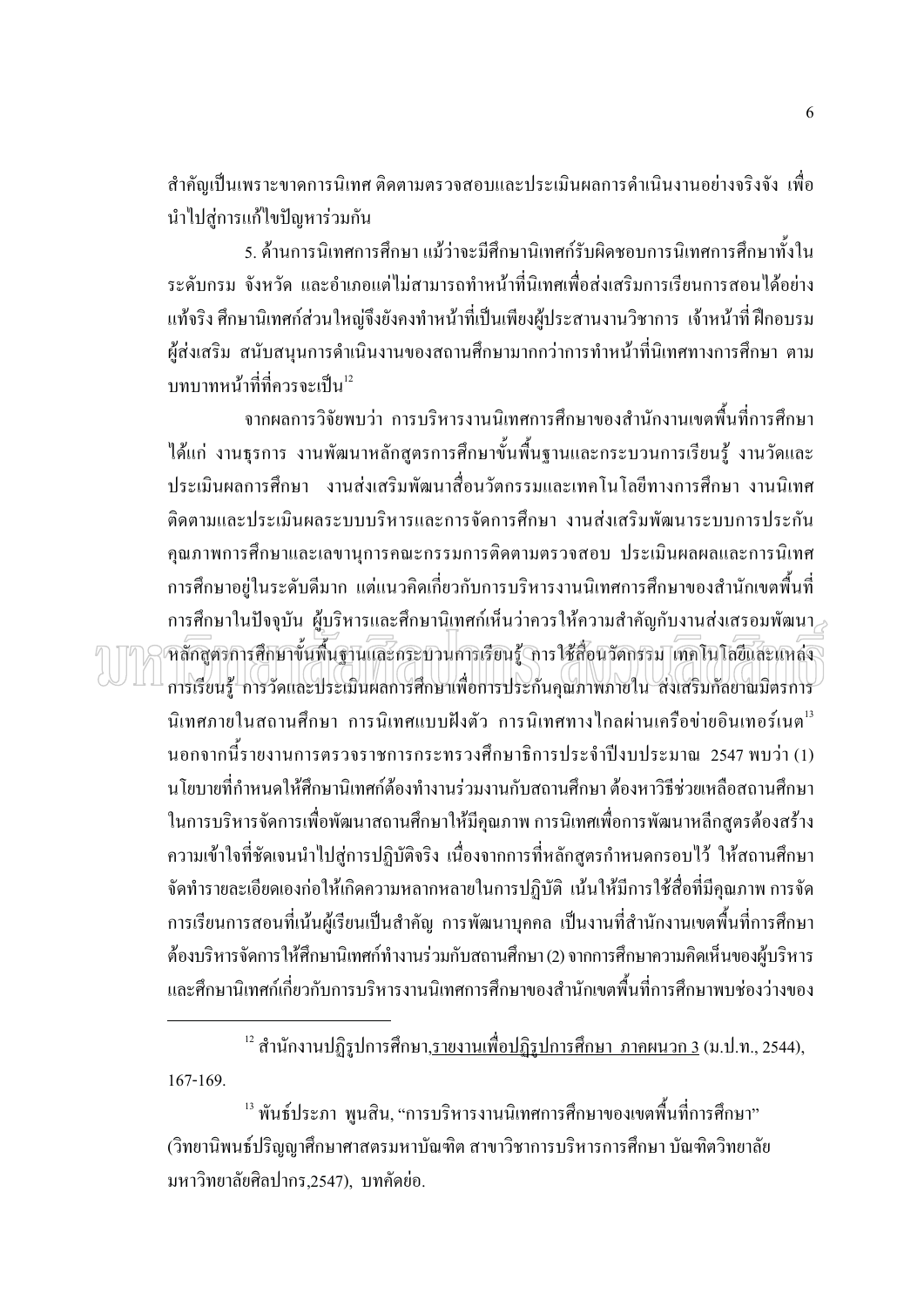สำคัญเป็นเพราะขาดการนิเทศ ติดตามตรวจสอบและประเมินผลการดำเนินงานอย่างจริงจัง เพื่อนำไปสู่การแก้ไขปัญหาร่วมกัน

5. ด้านการนิเทศการศึกษา แม้ว่าจะมีศึกษานิเทศก์รับผิดชอบการนิเทศการศึกษาทั้งในระดับกรม จังหวัด และอำเภอแต่ไม่สามารถทำหน้าที่นิเทศเพื่อส่งเสริมการเรียนการสอนได้อย่างแท้จริง ศึกษานิเทศก์ส่วนใหญ่จึงยังคงทำหน้าที่เป็นเพียงผู้ประสานงานวิชาการ เจ้าหน้าที่ ฝึกอบรม ผู้ส่งเสริม สนับสนุนการดำเนินงานของสถานศึกษามากกว่าการทำหน้าที่นิเทศทางการศึกษา ตามบทบาทหน้าที่ที่ควรจะเป็น[12]

จากผลการวิจัยพบว่า การบริหารงานนิเทศการศึกษาของสำนักงานเขตพื้นที่การศึกษา ได้แก่ งานธุรการ งานพัฒนาหลักสูตรการศึกษาขั้นพื้นฐานและกระบวนการเรียนรู้ งานวัดและประเมินผลการศึกษา งานส่งเสริมพัฒนาสื่อนวัตกรรมและเทคโนโลยีทางการศึกษา งานนิเทศ ติดตามและประเมินผลระบบบริหารและการจัดการศึกษา งานส่งเสริมพัฒนาระบบการประกันคุณภาพการศึกษาและเลขานุการคณะกรรมการติดตามตรวจสอบ ประเมินผลผลและการนิเทศการศึกษาอยู่ในระดับดีมาก แต่แนวคิดเกี่ยวกับการบริหารงานนิเทศการศึกษาของสำนักเขตพื้นที่การศึกษาในปัจจุบัน ผู้บริหารและศึกษานิเทศก์เห็นว่าควรให้ความสำคัญกับงานส่งเสริมพัฒนาหลักสูตรการศึกษาขั้นพื้นฐานและกระบวนการเรียนรู้ การใช้สื่อนวัตกรรม เทคโนโลยีและแหล่งการเรียนรู้ การวัดและประเมินผลการศึกษาเพื่อการประกันคุณภาพภายใน ส่งเสริมกัลยาณมิตรการนิเทศภายในสถานศึกษา การนิเทศแบบฝังตัว การนิเทศทางไกลผ่านเครือข่ายอินเทอร์เนต[13] นอกจากนี้รายงานการตรวจราชการกระทรวงศึกษาธิการประจำปีงบประมาณ 2547 พบว่า (1) นโยบายที่กำหนดให้ศึกษานิเทศก์ต้องทำงานร่วมงานกับสถานศึกษา ต้องหาวิธีช่วยเหลือสถานศึกษาในการบริหารจัดการเพื่อพัฒนาสถานศึกษาให้มีคุณภาพ การนิเทศเพื่อการพัฒนาหลักสูตรต้องสร้างความเข้าใจที่ชัดเจนนำไปสู่การปฏิบัติจริง เนื่องจากการที่หลักสูตรกำหนดกรอบไว้ ให้สถานศึกษาจัดทำรายละเอียดเองก่อให้เกิดความหลากหลายในการปฏิบัติ เน้นให้มีการใช้สื่อที่มีคุณภาพ การจัดการเรียนการสอนที่เน้นผู้เรียนเป็นสำคัญ การพัฒนาบุคคล เป็นงานที่สำนักงานเขตพื้นที่การศึกษาต้องบริหารจัดการให้ศึกษานิเทศก์ทำงานร่วมกับสถานศึกษา (2) จากการศึกษาความคิดเห็นของผู้บริหารและศึกษานิเทศก์เกี่ยวกับการบริหารงานนิเทศการศึกษาของสำนักเขตพื้นที่การศึกษาพบช่องว่างของ

---

[12] สำนักงานปฏิรูปการศึกษา,รายงานเพื่อปฏิรูปการศึกษา ภาคผนวก 3 (ม.ป.ท., 2544), 167-169.

[13] พันธ์ประภา พูนสิน, "การบริหารงานนิเทศการศึกษาของเขตพื้นที่การศึกษา" (วิทยานิพนธ์ปริญญาศึกษาศาสตรมหาบัณฑิต สาขาวิชาการบริหารการศึกษา บัณฑิตวิทยาลัย มหาวิทยาลัยศิลปากร,2547), บทคัดย่อ.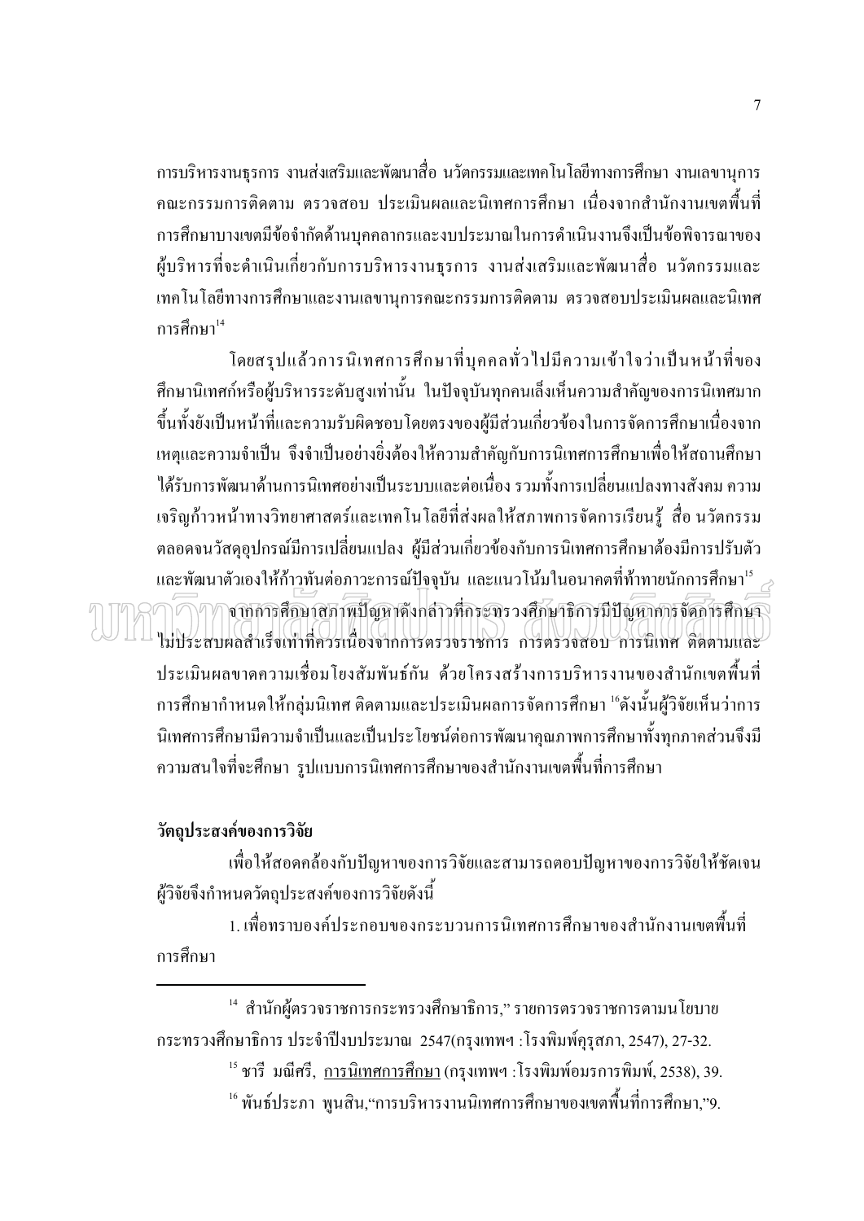การบริหารงานธุรการ งานส่งเสริมและพัฒนาสื่อ นวัตกรรมและเทคโนโลยีทางการศึกษา งานเลขานุการคณะกรรมการติดตาม ตรวจสอบ ประเมินผลและนิเทศการศึกษา เนื่องจากสำนักงานเขตพื้นที่การศึกษาบางเขตมีข้อจำกัดด้านบุคลากรและงบประมาณในการดำเนินงานจึงเป็นข้อพิจารณาของผู้บริหารที่จะดำเนินเกี่ยวกับการบริหารงานธุรการ งานส่งเสริมและพัฒนาสื่อ นวัตกรรมและเทคโนโลยีทางการศึกษาและงานเลขานุการคณะกรรมการติดตาม ตรวจสอบประเมินผลและนิเทศการศึกษา[14]

โดยสรุปแล้วการนิเทศการศึกษาที่บุคคลทั่วไปมีความเข้าใจว่าเป็นหน้าที่ของศึกษานิเทศก์หรือผู้บริหารระดับสูงเท่านั้น ในปัจจุบันทุกคนเล็งเห็นความสำคัญของการนิเทศมากขึ้นทั้งยังเป็นหน้าที่และความรับผิดชอบโดยตรงของผู้มีส่วนเกี่ยวข้องในการจัดการศึกษาเนื่องจากเหตุและความจำเป็น จึงจำเป็นอย่างยิ่งต้องให้ความสำคัญกับการนิเทศการศึกษาเพื่อให้สถานศึกษาได้รับการพัฒนาด้านการนิเทศอย่างเป็นระบบและต่อเนื่อง รวมทั้งการเปลี่ยนแปลงทางสังคม ความเจริญก้าวหน้าทางวิทยาศาสตร์และเทคโนโลยีที่ส่งผลให้สภาพการจัดการเรียนรู้ สื่อ นวัตกรรม ตลอดจนวัสดุอุปกรณ์มีการเปลี่ยนแปลง ผู้มีส่วนเกี่ยวข้องกับการนิเทศการศึกษาต้องมีการปรับตัวและพัฒนาตัวเองให้ก้าวทันต่อภาวะการณ์ปัจจุบัน และแนวโน้มในอนาคตที่ท้าทายนักการศึกษา[15]

จากการศึกษาสภาพปัญหาดังกล่าวที่กระทรวงศึกษาธิการมีปัญหาการจัดการศึกษาไม่ประสบผลสำเร็จเท่าที่ควรเนื่องจากการตรวจราชการ การตรวจสอบ การนิเทศ ติดตามและประเมินผลขาดความเชื่อมโยงสัมพันธ์กัน ด้วยโครงสร้างการบริหารงานของสำนักเขตพื้นที่การศึกษากำหนดให้กลุ่มนิเทศ ติดตามและประเมินผลการจัดการศึกษา [16]ดังนั้นผู้วิจัยเห็นว่าการนิเทศการศึกษามีความจำเป็นและเป็นประโยชน์ต่อการพัฒนาคุณภาพการศึกษาทั้งทุกภาคส่วนจึงมีความสนใจที่จะศึกษา รูปแบบการนิเทศการศึกษาของสำนักงานเขตพื้นที่การศึกษา

**วัตถุประสงค์ของการวิจัย**

เพื่อให้สอดคล้องกับปัญหาของการวิจัยและสามารถตอบปัญหาของการวิจัยให้ชัดเจน ผู้วิจัยจึงกำหนดวัตถุประสงค์ของการวิจัยดังนี้

1. เพื่อทราบองค์ประกอบของกระบวนการนิเทศการศึกษาของสำนักงานเขตพื้นที่การศึกษา

---

[14] สำนักผู้ตรวจราชการกระทรวงศึกษาธิการ," รายการตรวจราชการตามนโยบายกระทรวงศึกษาธิการ ประจำปีงบประมาณ 2547(กรุงเทพฯ :โรงพิมพ์คุรุสภา, 2547), 27-32.

[15] ชารี มณีศรี, การนิเทศการศึกษา (กรุงเทพฯ :โรงพิมพ์อมรการพิมพ์, 2538), 39.

[16] พันธ์ประภา พูนสิน,"การบริหารงานนิเทศการศึกษาของเขตพื้นที่การศึกษา,"9.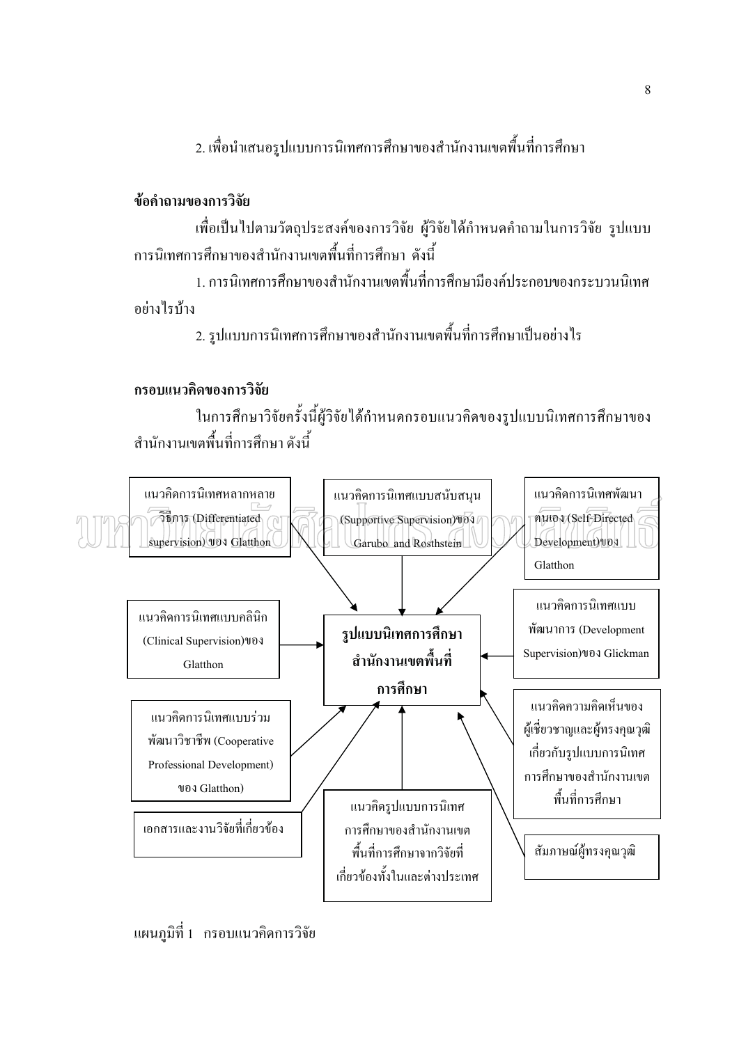2. เพื่อนำเสนอรูปแบบการนิเทศการศึกษาของสำนักงานเขตพื้นที่การศึกษา

**ข้อคำถามของการวิจัย**

เพื่อเป็นไปตามวัตถุประสงค์ของการวิจัย ผู้วิจัยได้กำหนดคำถามในการวิจัย รูปแบบการนิเทศการศึกษาของสำนักงานเขตพื้นที่การศึกษา ดังนี้

1. การนิเทศการศึกษาของสำนักงานเขตพื้นที่การศึกษามีองค์ประกอบของกระบวนนิเทศอย่างไรบ้าง

2. รูปแบบการนิเทศการศึกษาของสำนักงานเขตพื้นที่การศึกษาเป็นอย่างไร

**กรอบแนวคิดของการวิจัย**

ในการศึกษาวิจัยครั้งนี้ผู้วิจัยได้กำหนดกรอบแนวคิดของรูปแบบนิเทศการศึกษาของสำนักงานเขตพื้นที่การศึกษา ดังนี้

แนวคิดการนิเทศหลากหลายวิธีการ (Differentiated supervision) ของ Glatthon

แนวคิดการนิเทศแบบสนับสนุน (Supportive Supervision)ของ Garubo and Rosthstein

แนวคิดการนิเทศพัฒนาตนเอง (Self-Directed Development)ของ Glatthon

แนวคิดการนิเทศแบบคลินิก (Clinical Supervision)ของ Glatthon

**รูปแบบนิเทศการศึกษา สำนักงานเขตพื้นที่การศึกษา**

แนวคิดการนิเทศแบบพัฒนาการ (Development Supervision)ของ Glickman

แนวคิดการนิเทศแบบร่วมพัฒนาวิชาชีพ (Cooperative Professional Development) ของ Glatthon)

แนวคิดความคิดเห็นของผู้เชี่ยวชาญและผู้ทรงคุณวุฒิเกี่ยวกับรูปแบบการนิเทศการศึกษาของสำนักงานเขตพื้นที่การศึกษา

เอกสารและงานวิจัยที่เกี่ยวข้อง

แนวคิดรูปแบบการนิเทศการศึกษาของสำนักงานเขตพื้นที่การศึกษาจากวิจัยที่เกี่ยวข้องทั้งในและต่างประเทศ

สัมภาษณ์ผู้ทรงคุณวุฒิ

แผนภูมิที่ 1 กรอบแนวคิดการวิจัย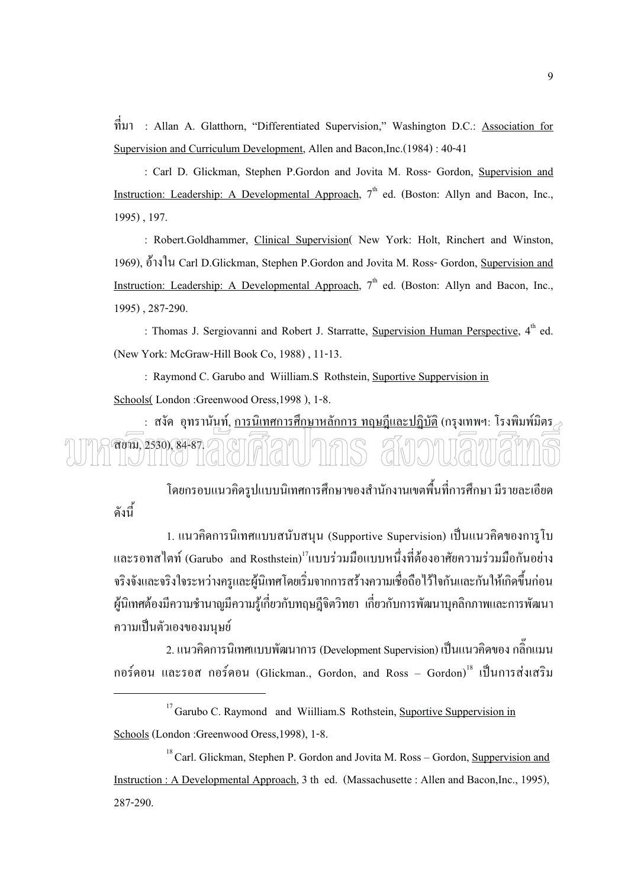ที่มา : Allan A. Glatthorn, “Differentiated Supervision,” Washington D.C.: Association for Supervision and Curriculum Development, Allen and Bacon,Inc.(1984) : 40-41

: Carl D. Glickman, Stephen P.Gordon and Jovita M. Ross- Gordon, Supervision and Instruction: Leadership: A Developmental Approach, 7th ed. (Boston: Allyn and Bacon, Inc., 1995) , 197.

: Robert.Goldhammer, Clinical Supervision( New York: Holt, Rinchert and Winston, 1969), อ้างใน Carl D.Glickman, Stephen P.Gordon and Jovita M. Ross- Gordon, Supervision and Instruction: Leadership: A Developmental Approach, 7th ed. (Boston: Allyn and Bacon, Inc., 1995) , 287-290.

: Thomas J. Sergiovanni and Robert J. Starratte, Supervision Human Perspective, 4th ed. (New York: McGraw-Hill Book Co, 1988) , 11-13.

: Raymond C. Garubo and Wiilliam.S Rothstein, Suportive Suppervision in Schools( London :Greenwood Oress,1998 ), 1-8.

: สงัด อุทรานันท์, การนิเทศการศึกษาหลักการ ทฤษฎีและปฏิบัติ (กรุงเทพฯ: โรงพิมพ์มิตรสยาม, 2530), 84-87.

โดยกรอบแนวคิดรูปแบบนิเทศการศึกษาของสำนักงานเขตพื้นที่การศึกษา มีรายละเอียดดังนี้

1. แนวคิดการนิเทศแบบสนับสนุน (Supportive Supervision) เป็นแนวคิดของการูโบและรอทสไตท์ (Garubo and Rosthstein)[17]แบบร่วมมือแบบหนึ่งที่ต้องอาศัยความร่วมมือกันอย่างจริงจังและจริงใจระหว่างครูและผู้นิเทศโดยเริ่มจากการสร้างความเชื่อถือไว้ใจกันและกันให้เกิดขึ้นก่อน ผู้นิเทศต้องมีความชำนาญมีความรู้เกี่ยวกับทฤษฎีจิตวิทยา เกี่ยวกับการพัฒนาบุคลิกภาพและการพัฒนาความเป็นตัวเองของมนุษย์

2. แนวคิดการนิเทศแบบพัฒนาการ (Development Supervision) เป็นแนวคิดของ กลิ๊กแมน กอร์ดอน และรอส กอร์ดอน (Glickman., Gordon, and Ross – Gordon)[18] เป็นการส่งเสริม

---

[17] Garubo C. Raymond and Wiilliam.S Rothstein, Suportive Suppervision in Schools (London :Greenwood Oress,1998), 1-8.

[18] Carl. Glickman, Stephen P. Gordon and Jovita M. Ross – Gordon, Suppervision and Instruction : A Developmental Approach, 3 th ed. (Massachusette : Allen and Bacon,Inc., 1995), 287-290.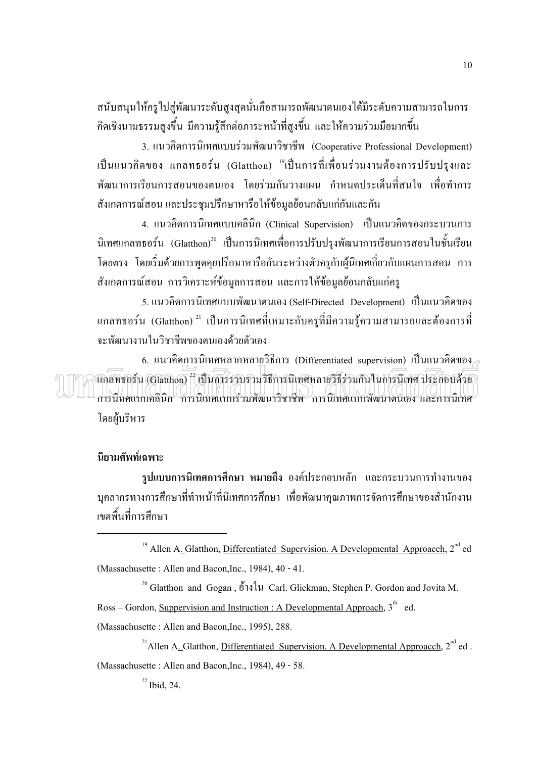สนับสนุนให้ครูไปสู่พัฒนาระดับสูงสุดนั่นคือสามารถพัฒนาตนเองได้มีระดับความสามารถในการคิดเชิงนามธรรมสูงขึ้น มีความรู้สึกต่อภาระหน้าที่สูงขึ้น และให้ความร่วมมือมากขึ้น

3. แนวคิดการนิเทศแบบร่วมพัฒนาวิชาชีพ (Cooperative Professional Development) เป็นแนวคิดของ แกลทธอร์น (Glatthon) [19]เป็นการที่เพื่อนร่วมงานต้องการปรับปรุงและพัฒนาการเรียนการสอนของตนเอง โดยร่วมกันวางแผน กำหนดประเด็นที่สนใจ เพื่อทำการสังเกตการณ์สอน และประชุมปรึกษาหรือให้ข้อมูลย้อนกลับแก่กันและกัน

4. แนวคิดการนิเทศแบบคลินิก (Clinical Supervision) เป็นแนวคิดของกระบวนการนิเทศแกลทธอร์น (Glatthon)[20] เป็นการนิเทศเพื่อการปรับปรุงพัฒนาการเรียนการสอนในชั้นเรียนโดยตรง โดยเริ่มด้วยการพูดคุยปรึกษาหารือกันระหว่างตัวครูกับผู้นิเทศเกี่ยวกับแผนการสอน การสังเกตการณ์สอน การวิเคราะห์ข้อมูลการสอน และการให้ข้อมูลย้อนกลับแก่ครู

5. แนวคิดการนิเทศแบบพัฒนาตนเอง (Self-Directed Development) เป็นแนวคิดของแกลทธอร์น (Glatthon) [21] เป็นการนิเทศที่เหมาะกับครูที่มีความรู้ความสามารถและต้องการที่จะพัฒนางานในวิชาชีพของตนเองด้วยตัวเอง

6. แนวคิดการนิเทศหลากหลายวิธีการ (Differentiated supervision) เป็นแนวคิดของแกลทธอร์น (Glatthon) [22] เป็นการรวบรวมวิธีการนิเทศหลายวิธีร่วมกันในการนิเทศ ประกอบด้วยการนิเทศแบบคลินิก การนิเทศแบบร่วมพัฒนาวิชาชีพ การนิเทศแบบพัฒนาตนเอง และการนิเทศโดยผู้บริหาร

**นิยามศัพท์เฉพาะ**

**รูปแบบการนิเทศการศึกษา หมายถึง** องค์ประกอบหลัก และกระบวนการทำงานของบุคลากรทางการศึกษาที่ทำหน้าที่นิเทศการศึกษา เพื่อพัฒนาคุณภาพการจัดการศึกษาของสำนักงานเขตพื้นที่การศึกษา

---

[19] Allen A. Glatthon, Differentiated Supervision. A Developmental Approacch, 2nd ed (Massachusette : Allen and Bacon,Inc., 1984), 40 - 41.

[20] Glatthon and Gogan , อ้างใน Carl. Glickman, Stephen P. Gordon and Jovita M. Ross – Gordon, Suppervision and Instruction : A Developmental Approach, 3th ed. (Massachusette : Allen and Bacon,Inc., 1995), 288.

[21] Allen A. Glatthon, Differentiated Supervision. A Developmental Approacch, 2nd ed . (Massachusette : Allen and Bacon,Inc., 1984), 49 - 58.

[22] Ibid, 24..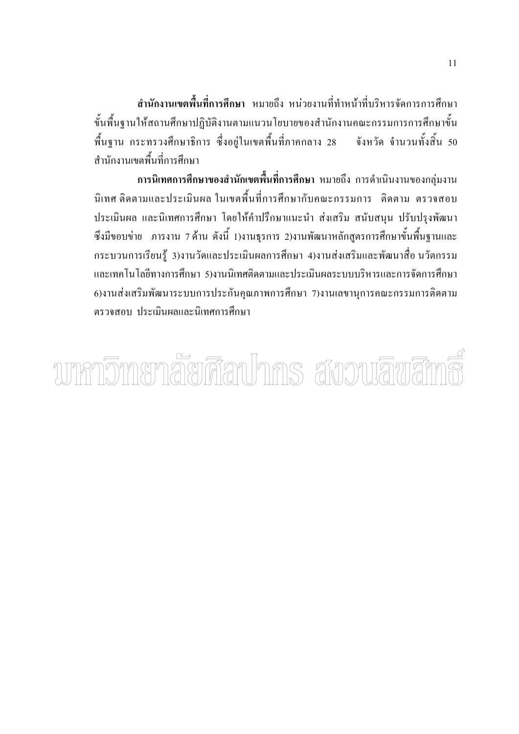**สำนักงานเขตพื้นที่การศึกษา** หมายถึง หน่วยงานที่ทำหน้าที่บริหารจัดการการศึกษาขั้นพื้นฐานให้สถานศึกษาปฏิบัติงานตามแนวนโยบายของสำนักงานคณะกรรมการการศึกษาขั้นพื้นฐาน กระทรวงศึกษาธิการ ซึ่งอยู่ในเขตพื้นที่ภาคกลาง 28 จังหวัด จำนวนทั้งสิ้น 50 สำนักงานเขตพื้นที่การศึกษา

**การนิเทศการศึกษาของสำนักเขตพื้นที่การศึกษา** หมายถึง การดำเนินงานของกลุ่มงานนิเทศ ติดตามและประเมินผล ในเขตพื้นที่การศึกษากับคณะกรรมการ ติดตาม ตรวจสอบ ประเมินผล และนิเทศการศึกษา โดยให้คำปรึกษาแนะนำ ส่งเสริม สนับสนุน ปรับปรุงพัฒนา ซึ่งมีขอบข่าย ภารงาน 7 ด้าน ดังนี้ 1)งานธุรการ 2)งานพัฒนาหลักสูตรการศึกษาขั้นพื้นฐานและกระบวนการเรียนรู้ 3)งานวัดและประเมินผลการศึกษา 4)งานส่งเสริมและพัฒนาสื่อ นวัตกรรม และเทคโนโลยีทางการศึกษา 5)งานนิเทศติดตามและประเมินผลระบบบริหารและการจัดการศึกษา 6)งานส่งเสริมพัฒนาระบบการประกันคุณภาพการศึกษา 7)งานเลขานุการคณะกรรมการติดตาม ตรวจสอบ ประเมินผลและนิเทศการศึกษา